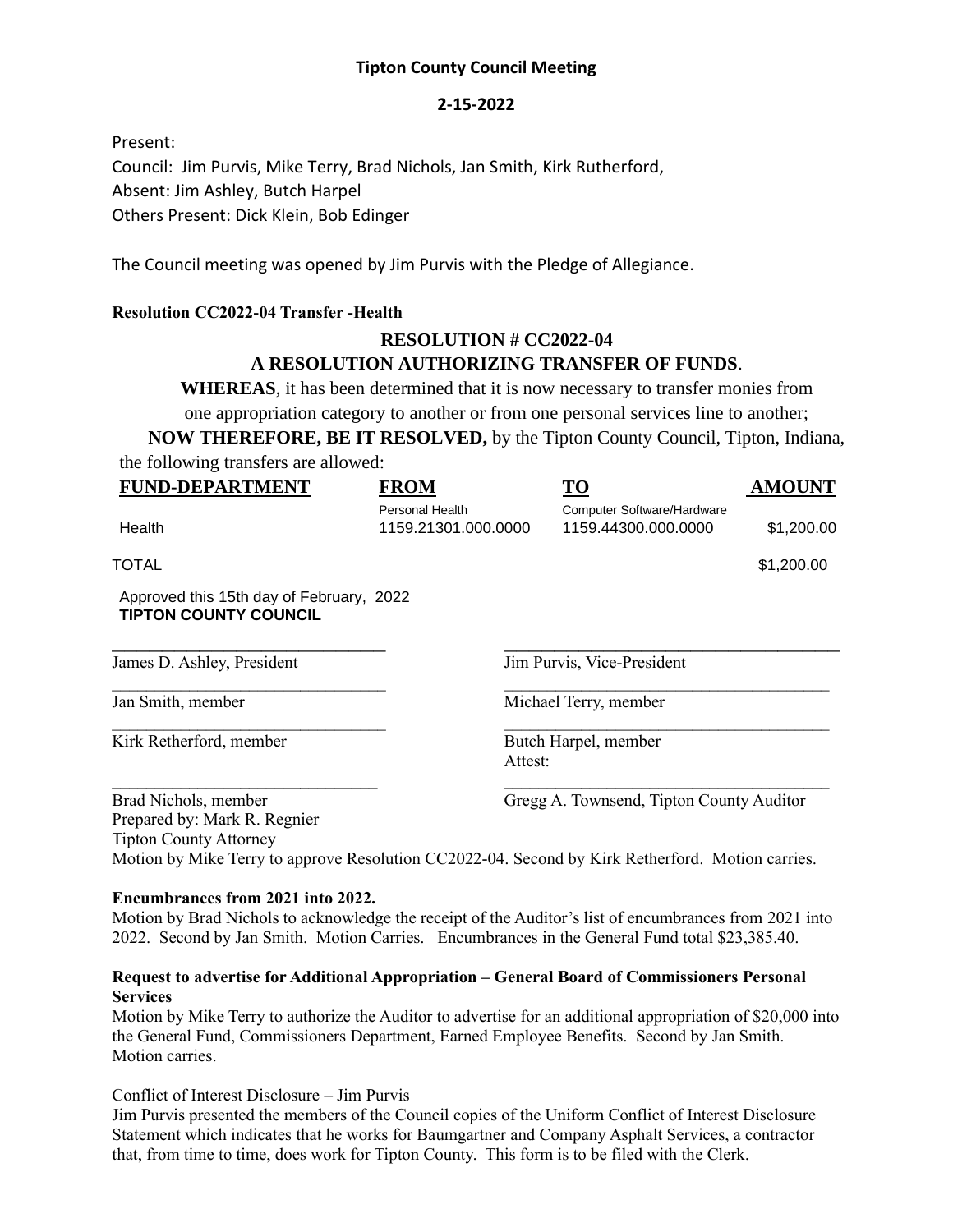# Tipton County Council Meeting

## 2-15-2022

Present:

Council: Jim Purvis, Mike Terry, Brad Nichols, Jan Smith, Kirk Rutherford,

Absent: Jim Ashley, Butch Harpel

Others Present: Dick Klein, Bob Edinger

The Council meeting was opened by Jim Purvis with the Pledge of Allegiance.

**Resolution CC2022-04 Transfer -Health**

**RESOLUTION # CC2022-04**

**A RESOLUTION AUTHORIZING TRANSFER OF FUNDS**.

**WHEREAS**, it has been determined that it is now necessary to transfer monies from one appropriation category to another or from one personal services line to another;

**NOW THEREFORE, BE IT RESOLVED,** by the Tipton County Council, Tipton, Indiana, the following transfers are allowed:

| **FUND-DEPARTMENT** | **FROM** | **TO** | **AMOUNT** |
|---|---|---|---|
| Health | Personal Health 1159.21301.000.0000 | Computer Software/Hardware 1159.44300.000.0000 | $1,200.00 |
| TOTAL | | | $1,200.00 |

Approved this 15th day of February, 2022
**TIPTON COUNTY COUNCIL**

| | |
|---|---|
| James D. Ashley, President | Jim Purvis, Vice-President |
| Jan Smith, member | Michael Terry, member |
| Kirk Retherford, member | Butch Harpel, member |
| | Attest: |
| Brad Nichols, member | Gregg A. Townsend, Tipton County Auditor |

Prepared by: Mark R. Regnier
Tipton County Attorney

Motion by Mike Terry to approve Resolution CC2022-04. Second by Kirk Retherford. Motion carries.

**Encumbrances from 2021 into 2022.**

Motion by Brad Nichols to acknowledge the receipt of the Auditor's list of encumbrances from 2021 into 2022. Second by Jan Smith. Motion Carries. Encumbrances in the General Fund total $23,385.40.

**Request to advertise for Additional Appropriation – General Board of Commissioners Personal Services**

Motion by Mike Terry to authorize the Auditor to advertise for an additional appropriation of $20,000 into the General Fund, Commissioners Department, Earned Employee Benefits. Second by Jan Smith. Motion carries.

Conflict of Interest Disclosure – Jim Purvis

Jim Purvis presented the members of the Council copies of the Uniform Conflict of Interest Disclosure Statement which indicates that he works for Baumgartner and Company Asphalt Services, a contractor that, from time to time, does work for Tipton County. This form is to be filed with the Clerk.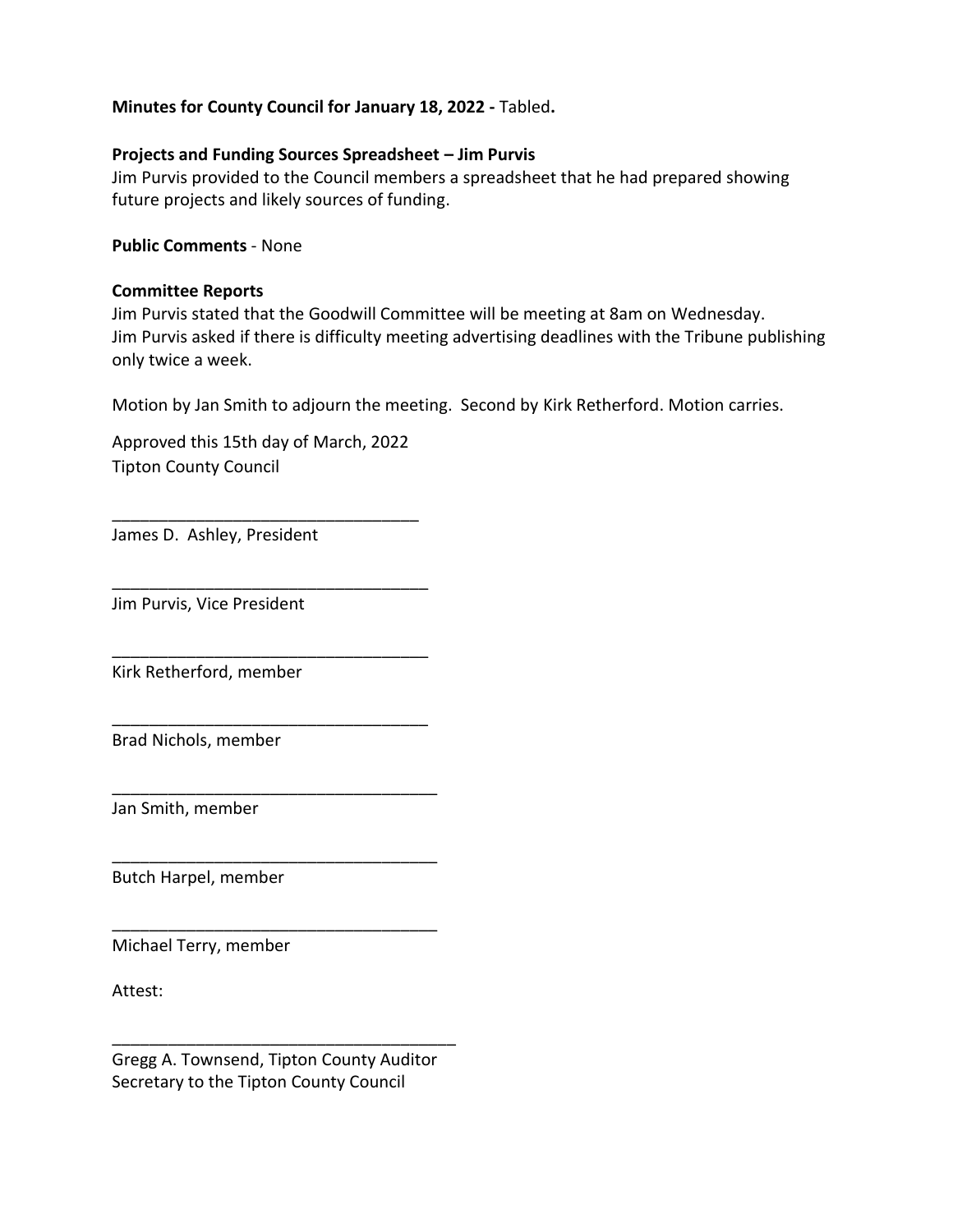**Minutes for County Council for January 18, 2022 -** Tabled**.**

**Projects and Funding Sources Spreadsheet – Jim Purvis**

Jim Purvis provided to the Council members a spreadsheet that he had prepared showing future projects and likely sources of funding.

**Public Comments** - None

**Committee Reports**

Jim Purvis stated that the Goodwill Committee will be meeting at 8am on Wednesday.
Jim Purvis asked if there is difficulty meeting advertising deadlines with the Tribune publishing only twice a week.

Motion by Jan Smith to adjourn the meeting. Second by Kirk Retherford. Motion carries.

Approved this 15th day of March, 2022
Tipton County Council

\_\_\_\_\_\_\_\_\_\_\_\_\_\_\_\_\_\_\_\_\_\_\_\_\_\_\_\_\_\_\_\_\_\_
James D. Ashley, President

\_\_\_\_\_\_\_\_\_\_\_\_\_\_\_\_\_\_\_\_\_\_\_\_\_\_\_\_\_\_\_\_\_\_
Jim Purvis, Vice President

\_\_\_\_\_\_\_\_\_\_\_\_\_\_\_\_\_\_\_\_\_\_\_\_\_\_\_\_\_\_\_\_\_\_
Kirk Retherford, member

\_\_\_\_\_\_\_\_\_\_\_\_\_\_\_\_\_\_\_\_\_\_\_\_\_\_\_\_\_\_\_\_\_\_
Brad Nichols, member

\_\_\_\_\_\_\_\_\_\_\_\_\_\_\_\_\_\_\_\_\_\_\_\_\_\_\_\_\_\_\_\_\_\_
Jan Smith, member

\_\_\_\_\_\_\_\_\_\_\_\_\_\_\_\_\_\_\_\_\_\_\_\_\_\_\_\_\_\_\_\_\_\_
Butch Harpel, member

\_\_\_\_\_\_\_\_\_\_\_\_\_\_\_\_\_\_\_\_\_\_\_\_\_\_\_\_\_\_\_\_\_\_
Michael Terry, member

Attest:

\_\_\_\_\_\_\_\_\_\_\_\_\_\_\_\_\_\_\_\_\_\_\_\_\_\_\_\_\_\_\_\_\_\_
Gregg A. Townsend, Tipton County Auditor
Secretary to the Tipton County Council